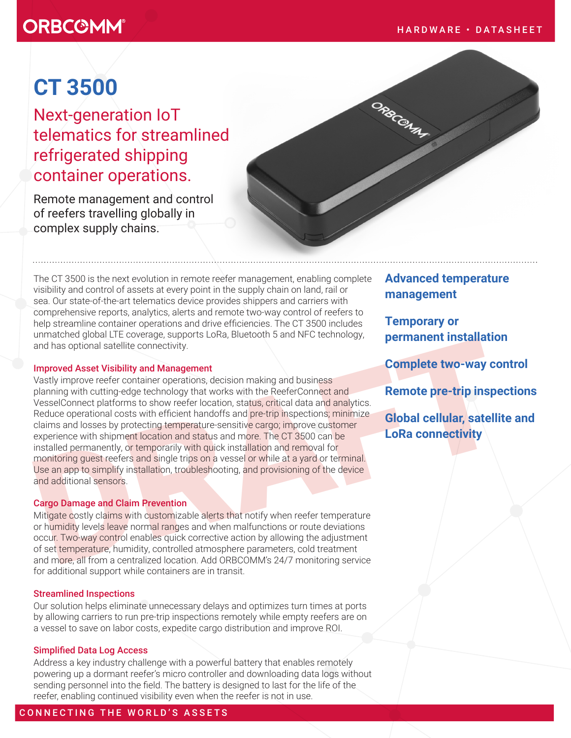ORBCOMM

HARDWARE • DATASHEET

# CT 3500

## Next-generation IoT telematics for streamlined refrigerated shipping container operations.

Remote management and control of reefers travelling globally in complex supply chains.

The CT 3500 is the next evolution in remote reefer management, enabling complete visibility and control of assets at every point in the supply chain on land, rail or sea. Our state-of-the-art telematics device provides shippers and carriers with comprehensive reports, analytics, alerts and remote two-way control of reefers to help streamline container operations and drive efficiencies. The CT 3500 includes unmatched global LTE coverage, supports LoRa, Bluetooth 5 and NFC technology, and has optional satellite connectivity.

### Improved Asset Visibility and Management

Vastly improve reefer container operations, decision making and business planning with cutting-edge technology that works with the ReeferConnect and VesselConnect platforms to show reefer location, status, critical data and analytics. Reduce operational costs with efficient handoffs and pre-trip inspections; minimize claims and losses by protecting temperature-sensitive cargo; improve customer experience with shipment location and status and more. The CT 3500 can be installed permanently, or temporarily with quick installation and removal for monitoring guest reefers and single trips on a vessel or while at a yard or terminal. Use an app to simplify installation, troubleshooting, and provisioning of the device and additional sensors.

### Cargo Damage and Claim Prevention

Mitigate costly claims with customizable alerts that notify when reefer temperature or humidity levels leave normal ranges and when malfunctions or route deviations occur. Two-way control enables quick corrective action by allowing the adjustment of set temperature, humidity, controlled atmosphere parameters, cold treatment and more, all from a centralized location. Add ORBCOMM's 24/7 monitoring service for additional support while containers are in transit.

### Streamlined Inspections

Our solution helps eliminate unnecessary delays and optimizes turn times at ports by allowing carriers to run pre-trip inspections remotely while empty reefers are on a vessel to save on labor costs, expedite cargo distribution and improve ROI.

### Simplified Data Log Access

Address a key industry challenge with a powerful battery that enables remotely powering up a dormant reefer's micro controller and downloading data logs without sending personnel into the field. The battery is designed to last for the life of the reefer, enabling continued visibility even when the reefer is not in use.

**Advanced temperature management**

**Temporary or permanent installation**

**Complete two-way control**

**Remote pre-trip inspections**

**Global cellular, satellite and LoRa connectivity**

DRAFT

CONNECTING THE WORLD'S ASSETS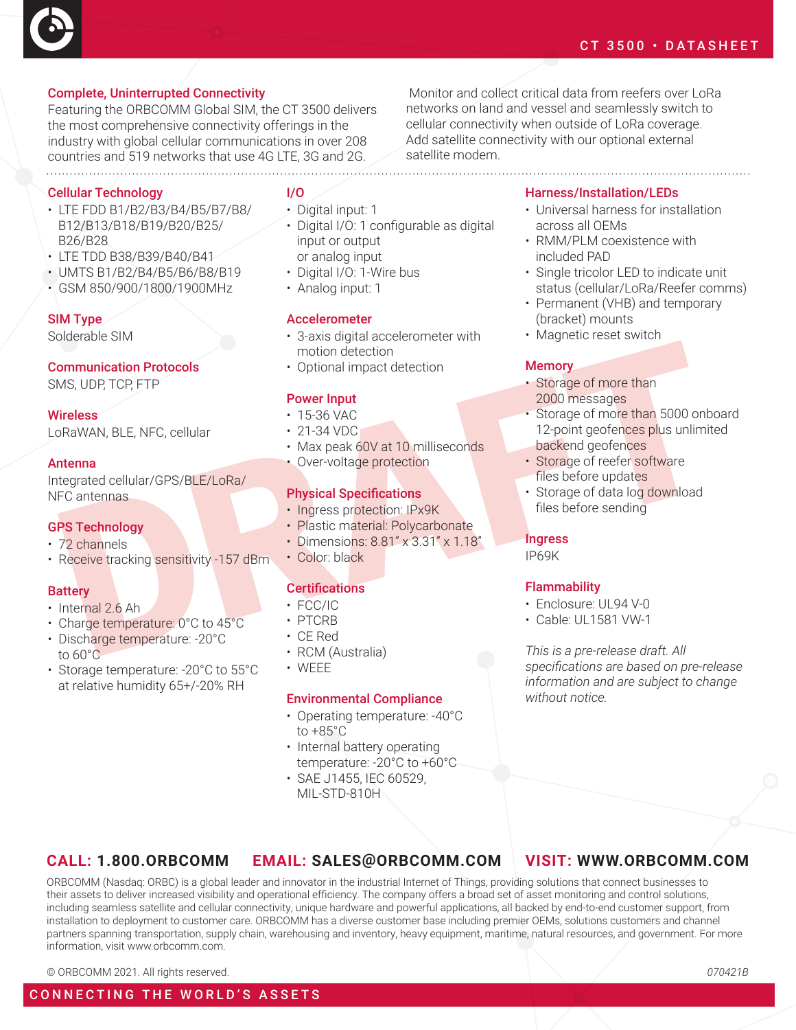## Complete, Uninterrupted Connectivity

Featuring the ORBCOMM Global SIM, the CT 3500 delivers the most comprehensive connectivity offerings in the industry with global cellular communications in over 208 countries and 519 networks that use 4G LTE, 3G and 2G.

Monitor and collect critical data from reefers over LoRa networks on land and vessel and seamlessly switch to cellular connectivity when outside of LoRa coverage. Add satellite connectivity with our optional external satellite modem.

### Cellular Technology

- LTE FDD B1/B2/B3/B4/B5/B7/B8/B12/B13/B18/B19/B20/B25/B26/B28
- LTE TDD B38/B39/B40/B41
- UMTS B1/B2/B4/B5/B6/B8/B19
- GSM 850/900/1800/1900MHz

### SIM Type

Solderable SIM

### Communication Protocols

SMS, UDP, TCP, FTP

### Wireless

LoRaWAN, BLE, NFC, cellular

### Antenna

Integrated cellular/GPS/BLE/LoRa/NFC antennas

### GPS Technology

- 72 channels
- Receive tracking sensitivity -157 dBm

### Battery

- Internal 2.6 Ah
- Charge temperature: 0°C to 45°C
- Discharge temperature: -20°C to 60°C
- Storage temperature: -20°C to 55°C at relative humidity 65+/-20% RH

### I/O

- Digital input: 1
- Digital I/O: 1 configurable as digital input or output or analog input
- Digital I/O: 1-Wire bus
- Analog input: 1

### Accelerometer

- 3-axis digital accelerometer with motion detection
- Optional impact detection

### Power Input

- 15-36 VAC
- 21-34 VDC
- Max peak 60V at 10 milliseconds
- Over-voltage protection

### Physical Specifications

- Ingress protection: IPx9K
- Plastic material: Polycarbonate
- Dimensions: 8.81" x 3.31" x 1.18"
- Color: black

### Certifications

- FCC/IC
- PTCRB
- CE Red
- RCM (Australia)
- WEEE

### Environmental Compliance

- Operating temperature: -40°C to +85°C
- Internal battery operating temperature: -20°C to +60°C
- SAE J1455, IEC 60529, MIL-STD-810H

### Harness/Installation/LEDs

- Universal harness for installation across all OEMs
- RMM/PLM coexistence with included PAD
- Single tricolor LED to indicate unit status (cellular/LoRa/Reefer comms)
- Permanent (VHB) and temporary (bracket) mounts
- Magnetic reset switch

### Memory

- Storage of more than 2000 messages
- Storage of more than 5000 onboard 12-point geofences plus unlimited backend geofences
- Storage of reefer software files before updates
- Storage of data log download files before sending

### Ingress

IP69K

### Flammability

- Enclosure: UL94 V-0
- Cable: UL1581 VW-1

*This is a pre-release draft. All specifications are based on pre-release information and are subject to change without notice.*

DRAFT

**CALL: 1.800.ORBCOMM** **EMAIL: SALES@ORBCOMM.COM** **VISIT: WWW.ORBCOMM.COM**

ORBCOMM (Nasdaq: ORBC) is a global leader and innovator in the industrial Internet of Things, providing solutions that connect businesses to their assets to deliver increased visibility and operational efficiency. The company offers a broad set of asset monitoring and control solutions, including seamless satellite and cellular connectivity, unique hardware and powerful applications, all backed by end-to-end customer support, from installation to deployment to customer care. ORBCOMM has a diverse customer base including premier OEMs, solutions customers and channel partners spanning transportation, supply chain, warehousing and inventory, heavy equipment, maritime, natural resources, and government. For more information, visit www.orbcomm.com.

© ORBCOMM 2021. All rights reserved.

*070421B*

CONNECTING THE WORLD'S ASSETS